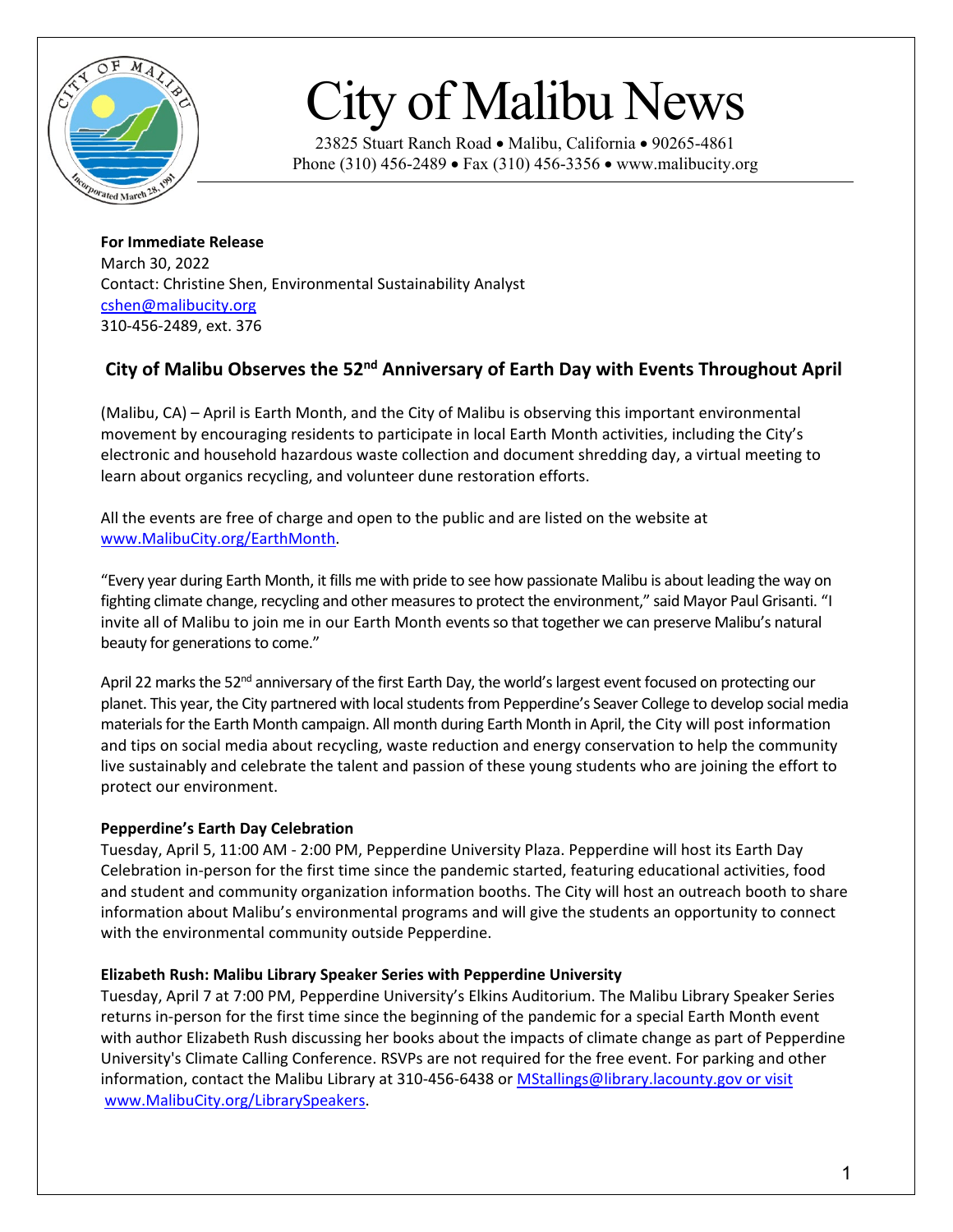# City of Malibu News

23825 Stuart Ranch Road • Malibu, California • 90265-4861
Phone (310) 456-2489 • Fax (310) 456-3356 • www.malibucity.org

**For Immediate Release**
March 30, 2022
Contact: Christine Shen, Environmental Sustainability Analyst
cshen@malibucity.org
310-456-2489, ext. 376

## City of Malibu Observes the 52nd Anniversary of Earth Day with Events Throughout April

(Malibu, CA) – April is Earth Month, and the City of Malibu is observing this important environmental movement by encouraging residents to participate in local Earth Month activities, including the City's electronic and household hazardous waste collection and document shredding day, a virtual meeting to learn about organics recycling, and volunteer dune restoration efforts.

All the events are free of charge and open to the public and are listed on the website at www.MalibuCity.org/EarthMonth.

"Every year during Earth Month, it fills me with pride to see how passionate Malibu is about leading the way on fighting climate change, recycling and other measures to protect the environment," said Mayor Paul Grisanti. "I invite all of Malibu to join me in our Earth Month events so that together we can preserve Malibu's natural beauty for generations to come."

April 22 marks the 52nd anniversary of the first Earth Day, the world's largest event focused on protecting our planet. This year, the City partnered with local students from Pepperdine's Seaver College to develop social media materials for the Earth Month campaign. All month during Earth Month in April, the City will post information and tips on social media about recycling, waste reduction and energy conservation to help the community live sustainably and celebrate the talent and passion of these young students who are joining the effort to protect our environment.

**Pepperdine's Earth Day Celebration**
Tuesday, April 5, 11:00 AM - 2:00 PM, Pepperdine University Plaza. Pepperdine will host its Earth Day Celebration in-person for the first time since the pandemic started, featuring educational activities, food and student and community organization information booths. The City will host an outreach booth to share information about Malibu's environmental programs and will give the students an opportunity to connect with the environmental community outside Pepperdine.

**Elizabeth Rush: Malibu Library Speaker Series with Pepperdine University**
Tuesday, April 7 at 7:00 PM, Pepperdine University's Elkins Auditorium. The Malibu Library Speaker Series returns in-person for the first time since the beginning of the pandemic for a special Earth Month event with author Elizabeth Rush discussing her books about the impacts of climate change as part of Pepperdine University's Climate Calling Conference. RSVPs are not required for the free event. For parking and other information, contact the Malibu Library at 310-456-6438 or MStallings@library.lacounty.gov or visit www.MalibuCity.org/LibrarySpeakers.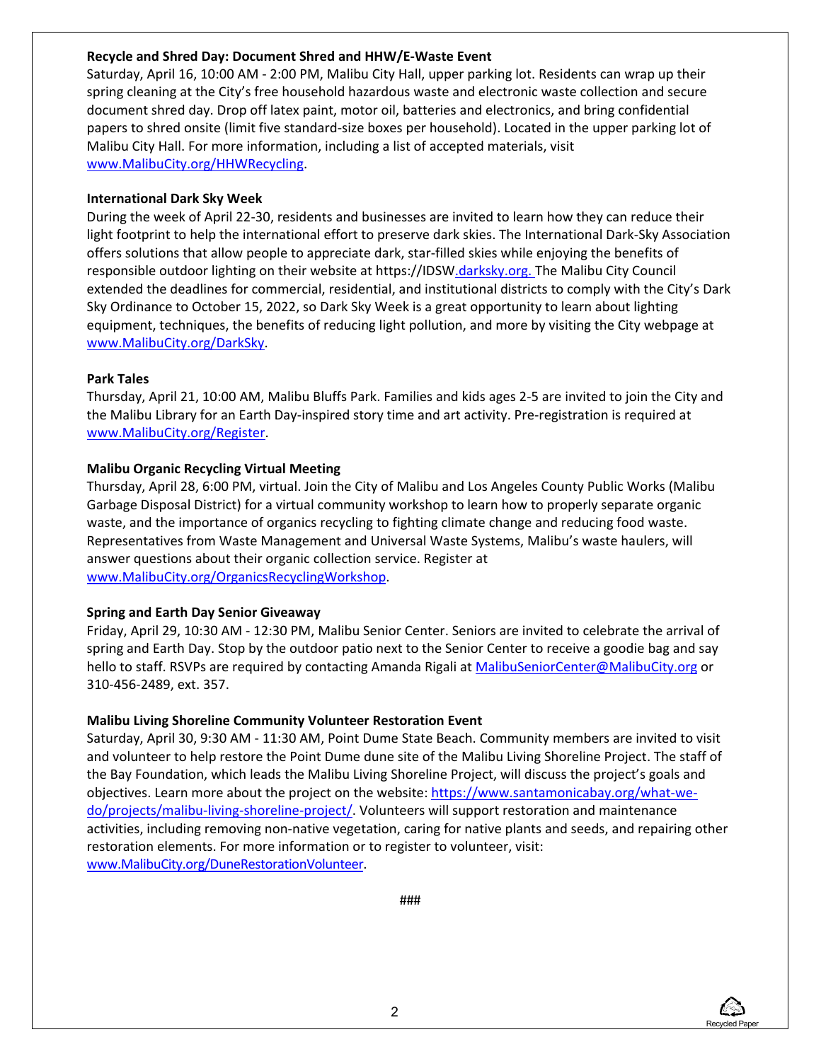**Recycle and Shred Day: Document Shred and HHW/E-Waste Event**

Saturday, April 16, 10:00 AM - 2:00 PM, Malibu City Hall, upper parking lot. Residents can wrap up their spring cleaning at the City's free household hazardous waste and electronic waste collection and secure document shred day. Drop off latex paint, motor oil, batteries and electronics, and bring confidential papers to shred onsite (limit five standard-size boxes per household). Located in the upper parking lot of Malibu City Hall. For more information, including a list of accepted materials, visit www.MalibuCity.org/HHWRecycling.

**International Dark Sky Week**

During the week of April 22-30, residents and businesses are invited to learn how they can reduce their light footprint to help the international effort to preserve dark skies. The International Dark-Sky Association offers solutions that allow people to appreciate dark, star-filled skies while enjoying the benefits of responsible outdoor lighting on their website at https://IDSW.darksky.org. The Malibu City Council extended the deadlines for commercial, residential, and institutional districts to comply with the City's Dark Sky Ordinance to October 15, 2022, so Dark Sky Week is a great opportunity to learn about lighting equipment, techniques, the benefits of reducing light pollution, and more by visiting the City webpage at www.MalibuCity.org/DarkSky.

**Park Tales**

Thursday, April 21, 10:00 AM, Malibu Bluffs Park. Families and kids ages 2-5 are invited to join the City and the Malibu Library for an Earth Day-inspired story time and art activity. Pre-registration is required at www.MalibuCity.org/Register.

**Malibu Organic Recycling Virtual Meeting**

Thursday, April 28, 6:00 PM, virtual. Join the City of Malibu and Los Angeles County Public Works (Malibu Garbage Disposal District) for a virtual community workshop to learn how to properly separate organic waste, and the importance of organics recycling to fighting climate change and reducing food waste. Representatives from Waste Management and Universal Waste Systems, Malibu's waste haulers, will answer questions about their organic collection service. Register at www.MalibuCity.org/OrganicsRecyclingWorkshop.

**Spring and Earth Day Senior Giveaway**

Friday, April 29, 10:30 AM - 12:30 PM, Malibu Senior Center. Seniors are invited to celebrate the arrival of spring and Earth Day. Stop by the outdoor patio next to the Senior Center to receive a goodie bag and say hello to staff. RSVPs are required by contacting Amanda Rigali at MalibuSeniorCenter@MalibuCity.org or 310-456-2489, ext. 357.

**Malibu Living Shoreline Community Volunteer Restoration Event**

Saturday, April 30, 9:30 AM - 11:30 AM, Point Dume State Beach. Community members are invited to visit and volunteer to help restore the Point Dume dune site of the Malibu Living Shoreline Project. The staff of the Bay Foundation, which leads the Malibu Living Shoreline Project, will discuss the project's goals and objectives. Learn more about the project on the website: https://www.santamonicabay.org/what-we-do/projects/malibu-living-shoreline-project/. Volunteers will support restoration and maintenance activities, including removing non-native vegetation, caring for native plants and seeds, and repairing other restoration elements. For more information or to register to volunteer, visit: www.MalibuCity.org/DuneRestorationVolunteer.

###

Recycled Paper